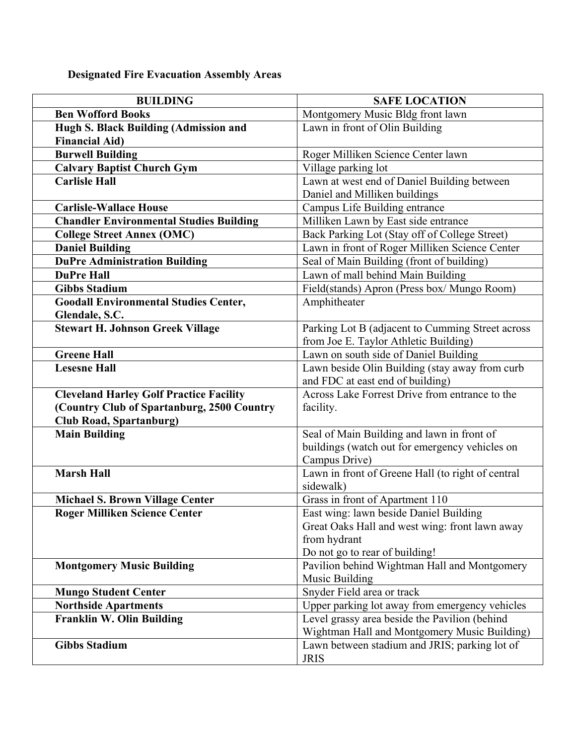**Designated Fire Evacuation Assembly Areas**

| BUILDING | SAFE LOCATION |
|---|---|
| **Ben Wofford Books** | Montgomery Music Bldg front lawn |
| **Hugh S. Black Building (Admission and Financial Aid)** | Lawn in front of Olin Building |
| **Burwell Building** | Roger Milliken Science Center lawn |
| **Calvary Baptist Church Gym** | Village parking lot |
| **Carlisle Hall** | Lawn at west end of Daniel Building between Daniel and Milliken buildings |
| **Carlisle-Wallace House** | Campus Life Building entrance |
| **Chandler Environmental Studies Building** | Milliken Lawn by East side entrance |
| **College Street Annex (OMC)** | Back Parking Lot (Stay off of College Street) |
| **Daniel Building** | Lawn in front of Roger Milliken Science Center |
| **DuPre Administration Building** | Seal of Main Building (front of building) |
| **DuPre Hall** | Lawn of mall behind Main Building |
| **Gibbs Stadium** | Field(stands) Apron (Press box/ Mungo Room) |
| **Goodall Environmental Studies Center, Glendale, S.C.** | Amphitheater |
| **Stewart H. Johnson Greek Village** | Parking Lot B (adjacent to Cumming Street across from Joe E. Taylor Athletic Building) |
| **Greene Hall** | Lawn on south side of Daniel Building |
| **Lesesne Hall** | Lawn beside Olin Building (stay away from curb and FDC at east end of building) |
| **Cleveland Harley Golf Practice Facility (Country Club of Spartanburg, 2500 Country Club Road, Spartanburg)** | Across Lake Forrest Drive from entrance to the facility. |
| **Main Building** | Seal of Main Building and lawn in front of buildings (watch out for emergency vehicles on Campus Drive) |
| **Marsh Hall** | Lawn in front of Greene Hall (to right of central sidewalk) |
| **Michael S. Brown Village Center** | Grass in front of Apartment 110 |
| **Roger Milliken Science Center** | East wing: lawn beside Daniel Building<br>Great Oaks Hall and west wing: front lawn away from hydrant<br>Do not go to rear of building! |
| **Montgomery Music Building** | Pavilion behind Wightman Hall and Montgomery Music Building |
| **Mungo Student Center** | Snyder Field area or track |
| **Northside Apartments** | Upper parking lot away from emergency vehicles |
| **Franklin W. Olin Building** | Level grassy area beside the Pavilion (behind Wightman Hall and Montgomery Music Building) |
| **Gibbs Stadium** | Lawn between stadium and JRIS; parking lot of JRIS |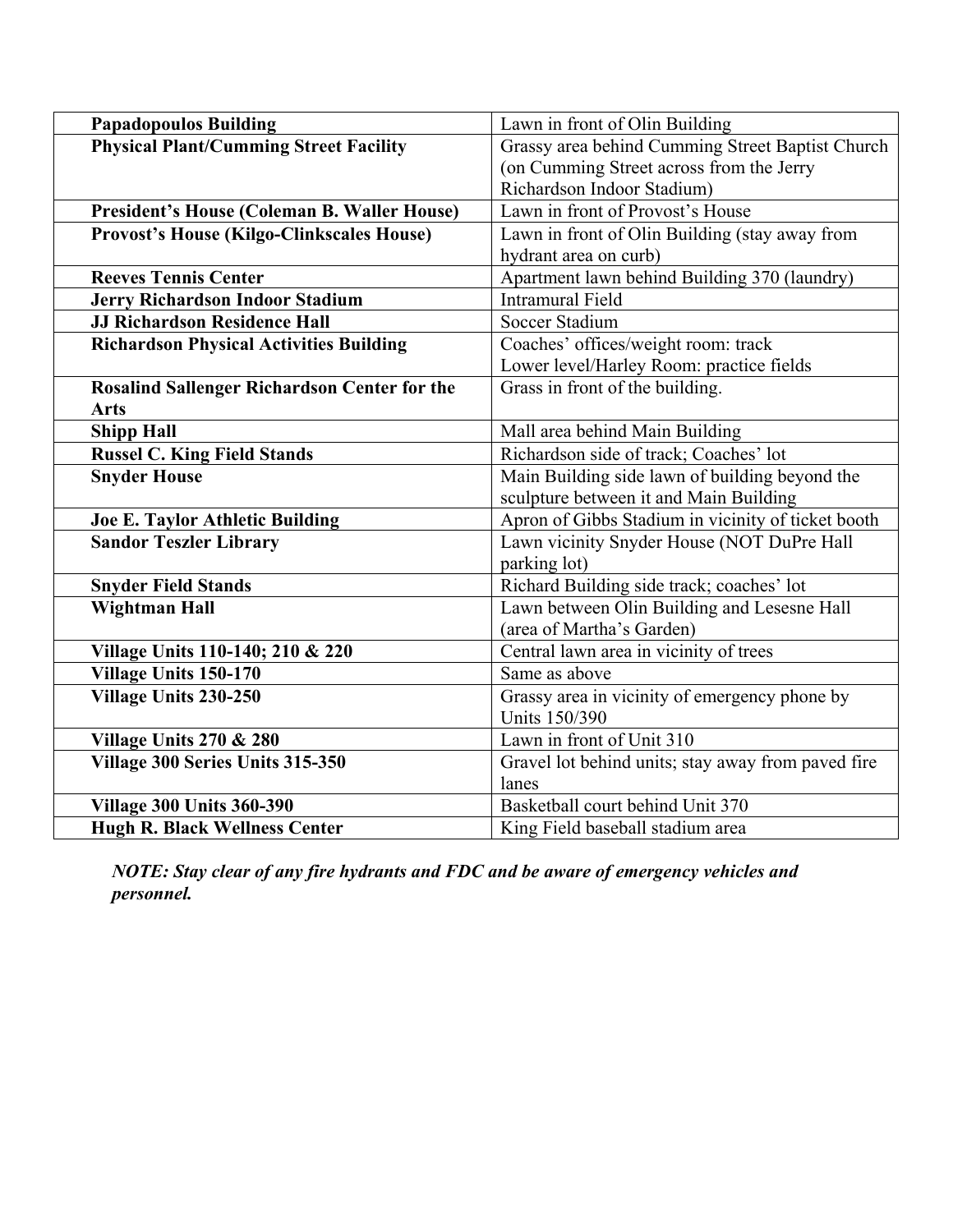| | |
|---|---|
| **Papadopoulos Building** | Lawn in front of Olin Building |
| **Physical Plant/Cumming Street Facility** | Grassy area behind Cumming Street Baptist Church (on Cumming Street across from the Jerry Richardson Indoor Stadium) |
| **President's House (Coleman B. Waller House)** | Lawn in front of Provost's House |
| **Provost's House (Kilgo-Clinkscales House)** | Lawn in front of Olin Building (stay away from hydrant area on curb) |
| **Reeves Tennis Center** | Apartment lawn behind Building 370 (laundry) |
| **Jerry Richardson Indoor Stadium** | Intramural Field |
| **JJ Richardson Residence Hall** | Soccer Stadium |
| **Richardson Physical Activities Building** | Coaches' offices/weight room: track<br>Lower level/Harley Room: practice fields |
| **Rosalind Sallenger Richardson Center for the Arts** | Grass in front of the building. |
| **Shipp Hall** | Mall area behind Main Building |
| **Russel C. King Field Stands** | Richardson side of track; Coaches' lot |
| **Snyder House** | Main Building side lawn of building beyond the sculpture between it and Main Building |
| **Joe E. Taylor Athletic Building** | Apron of Gibbs Stadium in vicinity of ticket booth |
| **Sandor Teszler Library** | Lawn vicinity Snyder House (NOT DuPre Hall parking lot) |
| **Snyder Field Stands** | Richard Building side track; coaches' lot |
| **Wightman Hall** | Lawn between Olin Building and Lesesne Hall (area of Martha's Garden) |
| **Village Units 110-140; 210 & 220** | Central lawn area in vicinity of trees |
| **Village Units 150-170** | Same as above |
| **Village Units 230-250** | Grassy area in vicinity of emergency phone by Units 150/390 |
| **Village Units 270 & 280** | Lawn in front of Unit 310 |
| **Village 300 Series Units 315-350** | Gravel lot behind units; stay away from paved fire lanes |
| **Village 300 Units 360-390** | Basketball court behind Unit 370 |
| **Hugh R. Black Wellness Center** | King Field baseball stadium area |

***NOTE: Stay clear of any fire hydrants and FDC and be aware of emergency vehicles and personnel.***